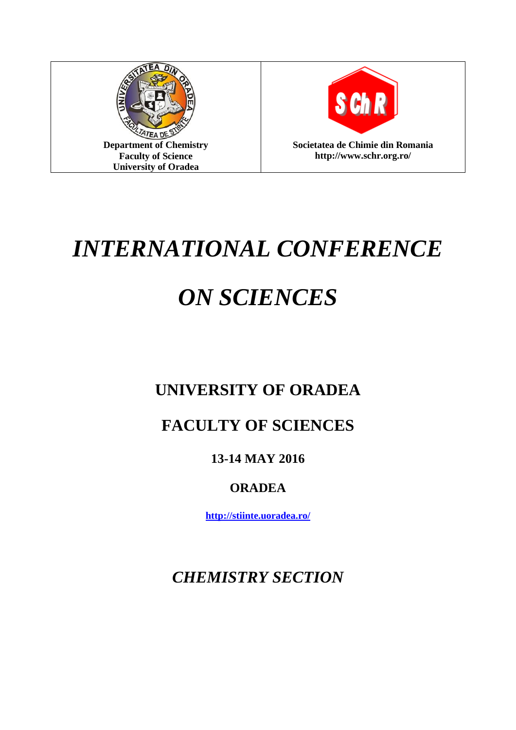| Department of Chemistry<br>Faculty of Science<br>University of Oradea | Societatea de Chimie din Romania<br>http://www.schr.org.ro/ |
| --- | --- |

# *INTERNATIONAL CONFERENCE ON SCIENCES*

## UNIVERSITY OF ORADEA

## FACULTY OF SCIENCES

### 13-14 MAY 2016

### ORADEA

**http://stiinte.uoradea.ro/**

## *CHEMISTRY SECTION*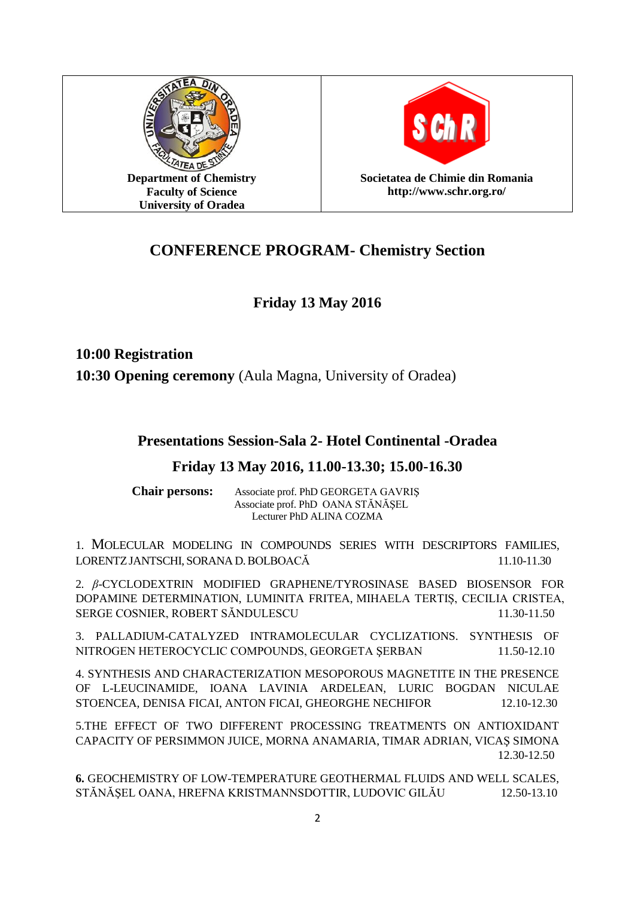| Department of Chemistry<br>Faculty of Science<br>University of Oradea | Societatea de Chimie din Romania<br>http://www.schr.org.ro/ |
| --- | --- |

# CONFERENCE PROGRAM- Chemistry Section

## Friday 13 May 2016

**10:00 Registration**

**10:30 Opening ceremony** (Aula Magna, University of Oradea)

### Presentations Session-Sala 2- Hotel Continental -Oradea

### Friday 13 May 2016, 11.00-13.30; 15.00-16.30

**Chair persons:** Associate prof. PhD GEORGETA GAVRIŞ
Associate prof. PhD OANA STĂNĂŞEL
Lecturer PhD ALINA COZMA

1. MOLECULAR MODELING IN COMPOUNDS SERIES WITH DESCRIPTORS FAMILIES, LORENTZ JANTSCHI, SORANA D. BOLBOACĂ 11.10-11.30

2. *β*-CYCLODEXTRIN MODIFIED GRAPHENE/TYROSINASE BASED BIOSENSOR FOR DOPAMINE DETERMINATION, LUMINITA FRITEA, MIHAELA TERTIŞ, CECILIA CRISTEA, SERGE COSNIER, ROBERT SĂNDULESCU 11.30-11.50

3. PALLADIUM-CATALYZED INTRAMOLECULAR CYCLIZATIONS. SYNTHESIS OF NITROGEN HETEROCYCLIC COMPOUNDS, GEORGETA ŞERBAN 11.50-12.10

4. SYNTHESIS AND CHARACTERIZATION MESOPOROUS MAGNETITE IN THE PRESENCE OF L-LEUCINAMIDE, IOANA LAVINIA ARDELEAN, LURIC BOGDAN NICULAE STOENCEA, DENISA FICAI, ANTON FICAI, GHEORGHE NECHIFOR 12.10-12.30

5. THE EFFECT OF TWO DIFFERENT PROCESSING TREATMENTS ON ANTIOXIDANT CAPACITY OF PERSIMMON JUICE, MORNA ANAMARIA, TIMAR ADRIAN, VICAŞ SIMONA 12.30-12.50

**6.** GEOCHEMISTRY OF LOW-TEMPERATURE GEOTHERMAL FLUIDS AND WELL SCALES, STĂNĂŞEL OANA, HREFNA KRISTMANNSDOTTIR, LUDOVIC GILĂU 12.50-13.10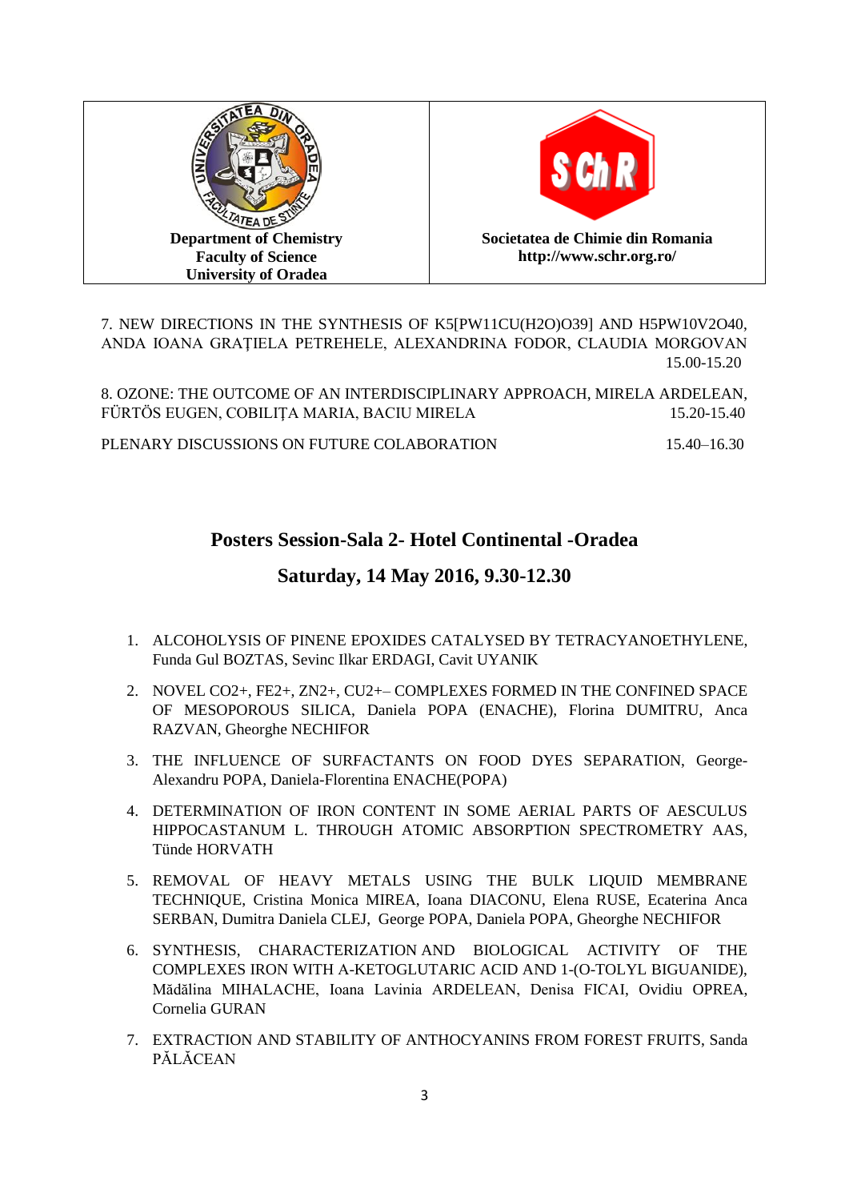| Department of Chemistry<br>Faculty of Science<br>University of Oradea | Societatea de Chimie din Romania<br>http://www.schr.org.ro/ |
|---|---|

7. NEW DIRECTIONS IN THE SYNTHESIS OF $K_5[PW_{11}CU(H_2O)O_{39}]$ AND $H_5PW_{10}V_2O_{40}$, ANDA IOANA GRAŢIELA PETREHELE, ALEXANDRINA FODOR, CLAUDIA MORGOVAN 15.00-15.20

8. OZONE: THE OUTCOME OF AN INTERDISCIPLINARY APPROACH, MIRELA ARDELEAN, FÜRTÖS EUGEN, COBILIŢA MARIA, BACIU MIRELA 15.20-15.40

PLENARY DISCUSSIONS ON FUTURE COLABORATION 15.40–16.30

## Posters Session-Sala 2- Hotel Continental -Oradea

## Saturday, 14 May 2016, 9.30-12.30

1. ALCOHOLYSIS OF PINENE EPOXIDES CATALYSED BY TETRACYANOETHYLENE, Funda Gul BOZTAS, Sevinc Ilkar ERDAGI, Cavit UYANIK
2. NOVEL $CO^{2+}$, $FE^{2+}$, $ZN^{2+}$, $CU^{2+}$– COMPLEXES FORMED IN THE CONFINED SPACE OF MESOPOROUS SILICA, Daniela POPA (ENACHE), Florina DUMITRU, Anca RAZVAN, Gheorghe NECHIFOR
3. THE INFLUENCE OF SURFACTANTS ON FOOD DYES SEPARATION, George-Alexandru POPA, Daniela-Florentina ENACHE(POPA)
4. DETERMINATION OF IRON CONTENT IN SOME AERIAL PARTS OF AESCULUS HIPPOCASTANUM L. THROUGH ATOMIC ABSORPTION SPECTROMETRY AAS, Tünde HORVATH
5. REMOVAL OF HEAVY METALS USING THE BULK LIQUID MEMBRANE TECHNIQUE, Cristina Monica MIREA, Ioana DIACONU, Elena RUSE, Ecaterina Anca SERBAN, Dumitra Daniela CLEJ, George POPA, Daniela POPA, Gheorghe NECHIFOR
6. SYNTHESIS, CHARACTERIZATION AND BIOLOGICAL ACTIVITY OF THE COMPLEXES IRON WITH A-KETOGLUTARIC ACID AND 1-(O-TOLYL BIGUANIDE), Mădălina MIHALACHE, Ioana Lavinia ARDELEAN, Denisa FICAI, Ovidiu OPREA, Cornelia GURAN
7. EXTRACTION AND STABILITY OF ANTHOCYANINS FROM FOREST FRUITS, Sanda PĂLĂCEAN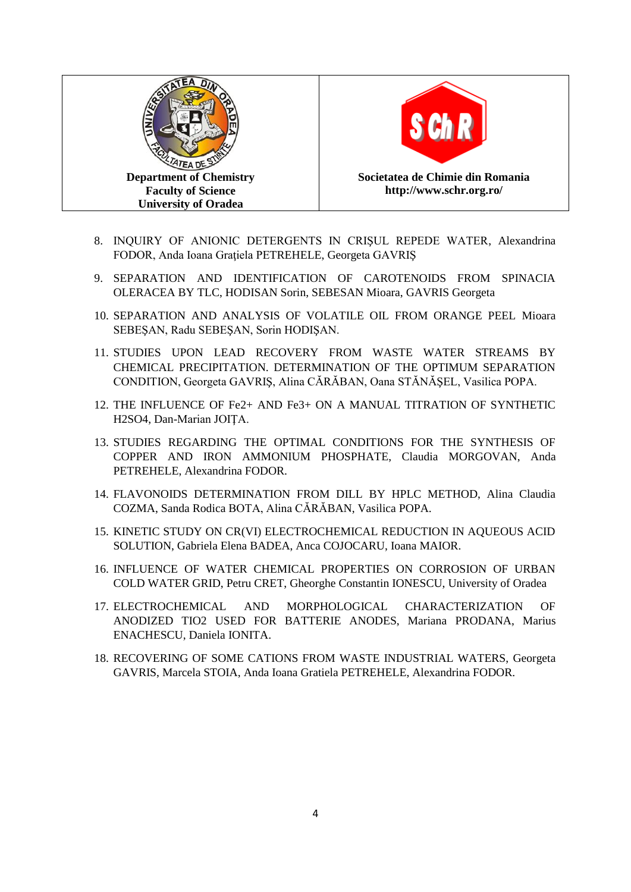8. INQUIRY OF ANIONIC DETERGENTS IN CRIŞUL REPEDE WATER, Alexandrina FODOR, Anda Ioana Graţiela PETREHELE, Georgeta GAVRIŞ

9. SEPARATION AND IDENTIFICATION OF CAROTENOIDS FROM SPINACIA OLERACEA BY TLC, HODISAN Sorin, SEBESAN Mioara, GAVRIS Georgeta

10. SEPARATION AND ANALYSIS OF VOLATILE OIL FROM ORANGE PEEL Mioara SEBEŞAN, Radu SEBEŞAN, Sorin HODIŞAN.

11. STUDIES UPON LEAD RECOVERY FROM WASTE WATER STREAMS BY CHEMICAL PRECIPITATION. DETERMINATION OF THE OPTIMUM SEPARATION CONDITION, Georgeta GAVRIŞ, Alina CĂRĂBAN, Oana STĂNĂŞEL, Vasilica POPA.

12. THE INFLUENCE OF $Fe^{2+}$ AND $Fe^{3+}$ ON A MANUAL TITRATION OF SYNTHETIC $H_2SO_4$, Dan-Marian JOIŢA.

13. STUDIES REGARDING THE OPTIMAL CONDITIONS FOR THE SYNTHESIS OF COPPER AND IRON AMMONIUM PHOSPHATE, Claudia MORGOVAN, Anda PETREHELE, Alexandrina FODOR.

14. FLAVONOIDS DETERMINATION FROM DILL BY HPLC METHOD, Alina Claudia COZMA, Sanda Rodica BOTA, Alina CĂRĂBAN, Vasilica POPA.

15. KINETIC STUDY ON CR(VI) ELECTROCHEMICAL REDUCTION IN AQUEOUS ACID SOLUTION, Gabriela Elena BADEA, Anca COJOCARU, Ioana MAIOR.

16. INFLUENCE OF WATER CHEMICAL PROPERTIES ON CORROSION OF URBAN COLD WATER GRID, Petru CRET, Gheorghe Constantin IONESCU, University of Oradea

17. ELECTROCHEMICAL AND MORPHOLOGICAL CHARACTERIZATION OF ANODIZED $TIO_2$ USED FOR BATTERIE ANODES, Mariana PRODANA, Marius ENACHESCU, Daniela IONITA.

18. RECOVERING OF SOME CATIONS FROM WASTE INDUSTRIAL WATERS, Georgeta GAVRIS, Marcela STOIA, Anda Ioana Gratiela PETREHELE, Alexandrina FODOR.